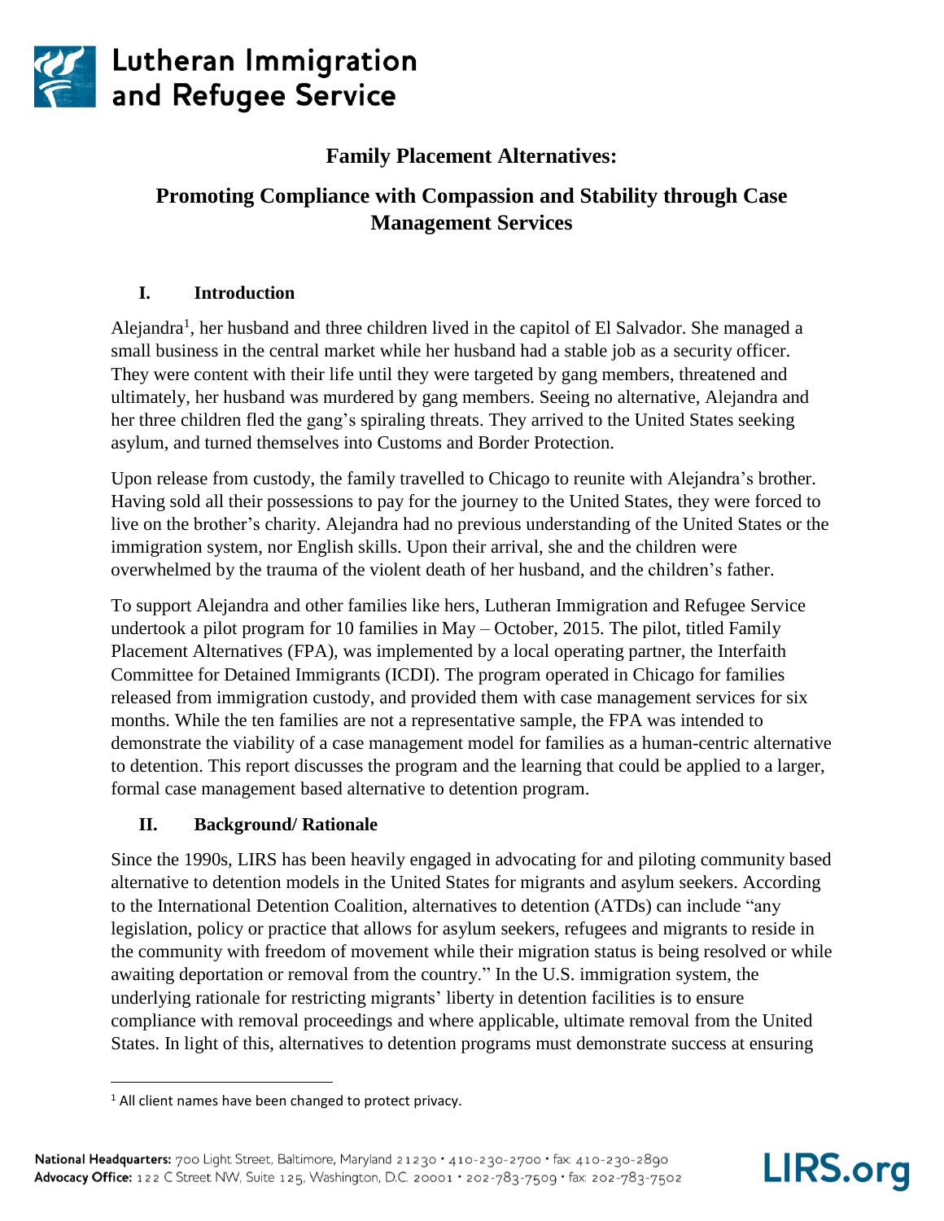# Lutheran Immigration and Refugee Service

## Family Placement Alternatives:

## Promoting Compliance with Compassion and Stability through Case Management Services

### I. Introduction

Alejandra[1], her husband and three children lived in the capitol of El Salvador. She managed a small business in the central market while her husband had a stable job as a security officer. They were content with their life until they were targeted by gang members, threatened and ultimately, her husband was murdered by gang members. Seeing no alternative, Alejandra and her three children fled the gang's spiraling threats. They arrived to the United States seeking asylum, and turned themselves into Customs and Border Protection.

Upon release from custody, the family travelled to Chicago to reunite with Alejandra's brother. Having sold all their possessions to pay for the journey to the United States, they were forced to live on the brother's charity. Alejandra had no previous understanding of the United States or the immigration system, nor English skills. Upon their arrival, she and the children were overwhelmed by the trauma of the violent death of her husband, and the children's father.

To support Alejandra and other families like hers, Lutheran Immigration and Refugee Service undertook a pilot program for 10 families in May – October, 2015. The pilot, titled Family Placement Alternatives (FPA), was implemented by a local operating partner, the Interfaith Committee for Detained Immigrants (ICDI). The program operated in Chicago for families released from immigration custody, and provided them with case management services for six months. While the ten families are not a representative sample, the FPA was intended to demonstrate the viability of a case management model for families as a human-centric alternative to detention. This report discusses the program and the learning that could be applied to a larger, formal case management based alternative to detention program.

### II. Background/ Rationale

Since the 1990s, LIRS has been heavily engaged in advocating for and piloting community based alternative to detention models in the United States for migrants and asylum seekers. According to the International Detention Coalition, alternatives to detention (ATDs) can include "any legislation, policy or practice that allows for asylum seekers, refugees and migrants to reside in the community with freedom of movement while their migration status is being resolved or while awaiting deportation or removal from the country." In the U.S. immigration system, the underlying rationale for restricting migrants' liberty in detention facilities is to ensure compliance with removal proceedings and where applicable, ultimate removal from the United States. In light of this, alternatives to detention programs must demonstrate success at ensuring

[1] All client names have been changed to protect privacy.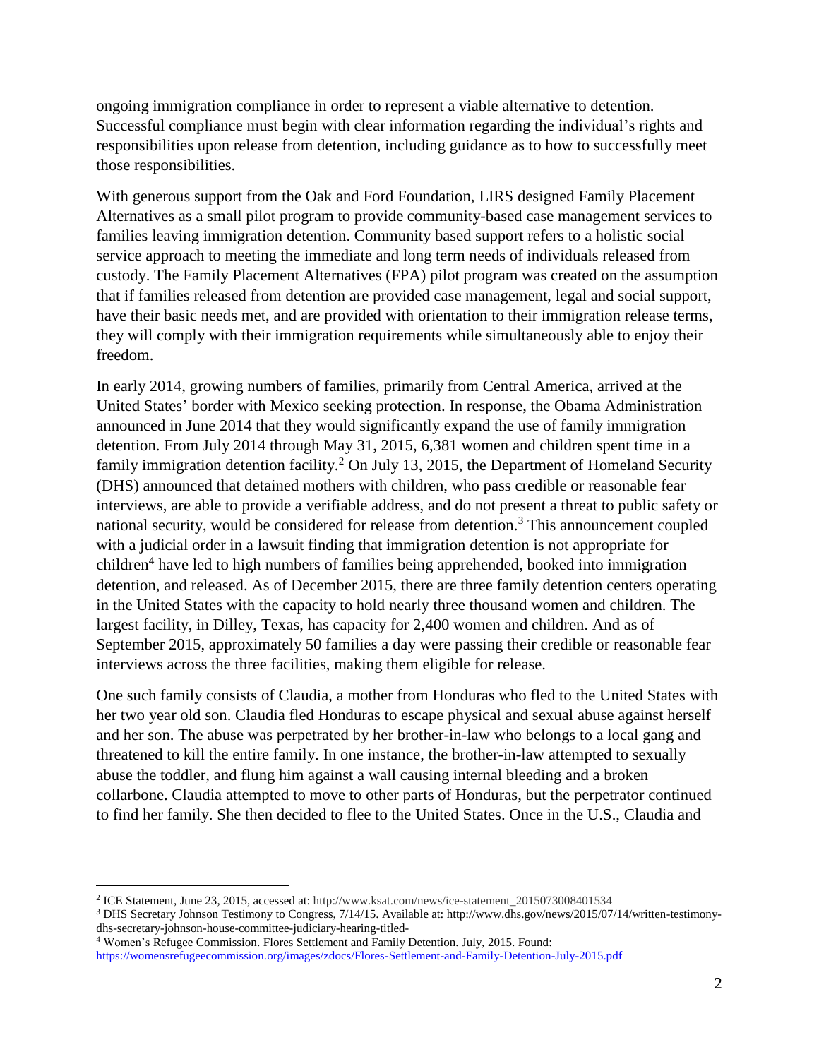ongoing immigration compliance in order to represent a viable alternative to detention. Successful compliance must begin with clear information regarding the individual's rights and responsibilities upon release from detention, including guidance as to how to successfully meet those responsibilities.

With generous support from the Oak and Ford Foundation, LIRS designed Family Placement Alternatives as a small pilot program to provide community-based case management services to families leaving immigration detention. Community based support refers to a holistic social service approach to meeting the immediate and long term needs of individuals released from custody. The Family Placement Alternatives (FPA) pilot program was created on the assumption that if families released from detention are provided case management, legal and social support, have their basic needs met, and are provided with orientation to their immigration release terms, they will comply with their immigration requirements while simultaneously able to enjoy their freedom.

In early 2014, growing numbers of families, primarily from Central America, arrived at the United States' border with Mexico seeking protection. In response, the Obama Administration announced in June 2014 that they would significantly expand the use of family immigration detention. From July 2014 through May 31, 2015, 6,381 women and children spent time in a family immigration detention facility.[2] On July 13, 2015, the Department of Homeland Security (DHS) announced that detained mothers with children, who pass credible or reasonable fear interviews, are able to provide a verifiable address, and do not present a threat to public safety or national security, would be considered for release from detention.[3] This announcement coupled with a judicial order in a lawsuit finding that immigration detention is not appropriate for children[4] have led to high numbers of families being apprehended, booked into immigration detention, and released. As of December 2015, there are three family detention centers operating in the United States with the capacity to hold nearly three thousand women and children. The largest facility, in Dilley, Texas, has capacity for 2,400 women and children. And as of September 2015, approximately 50 families a day were passing their credible or reasonable fear interviews across the three facilities, making them eligible for release.

One such family consists of Claudia, a mother from Honduras who fled to the United States with her two year old son. Claudia fled Honduras to escape physical and sexual abuse against herself and her son. The abuse was perpetrated by her brother-in-law who belongs to a local gang and threatened to kill the entire family. In one instance, the brother-in-law attempted to sexually abuse the toddler, and flung him against a wall causing internal bleeding and a broken collarbone. Claudia attempted to move to other parts of Honduras, but the perpetrator continued to find her family. She then decided to flee to the United States. Once in the U.S., Claudia and

---

[2] ICE Statement, June 23, 2015, accessed at: http://www.ksat.com/news/ice-statement_2015073008401534

[3] DHS Secretary Johnson Testimony to Congress, 7/14/15. Available at: http://www.dhs.gov/news/2015/07/14/written-testimony-dhs-secretary-johnson-house-committee-judiciary-hearing-titled-

[4] Women's Refugee Commission. Flores Settlement and Family Detention. July, 2015. Found: https://womensrefugeecommission.org/images/zdocs/Flores-Settlement-and-Family-Detention-July-2015.pdf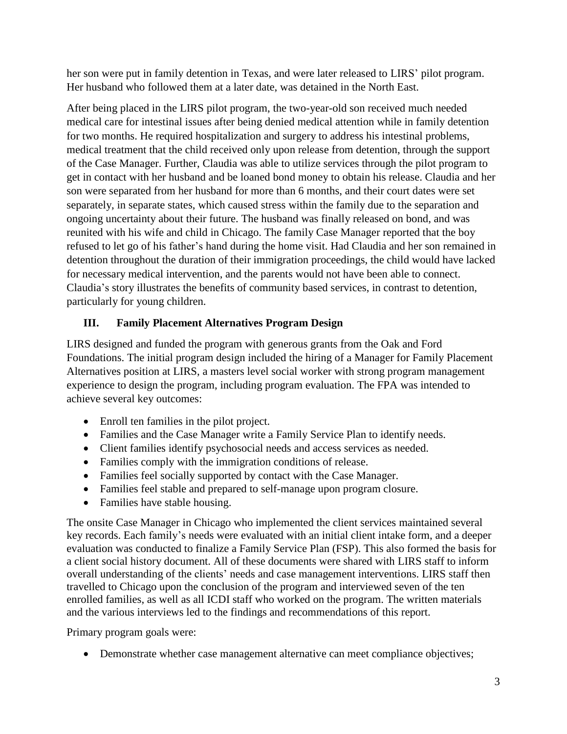her son were put in family detention in Texas, and were later released to LIRS' pilot program. Her husband who followed them at a later date, was detained in the North East.

After being placed in the LIRS pilot program, the two-year-old son received much needed medical care for intestinal issues after being denied medical attention while in family detention for two months. He required hospitalization and surgery to address his intestinal problems, medical treatment that the child received only upon release from detention, through the support of the Case Manager. Further, Claudia was able to utilize services through the pilot program to get in contact with her husband and be loaned bond money to obtain his release. Claudia and her son were separated from her husband for more than 6 months, and their court dates were set separately, in separate states, which caused stress within the family due to the separation and ongoing uncertainty about their future. The husband was finally released on bond, and was reunited with his wife and child in Chicago. The family Case Manager reported that the boy refused to let go of his father's hand during the home visit. Had Claudia and her son remained in detention throughout the duration of their immigration proceedings, the child would have lacked for necessary medical intervention, and the parents would not have been able to connect. Claudia's story illustrates the benefits of community based services, in contrast to detention, particularly for young children.

## III. Family Placement Alternatives Program Design

LIRS designed and funded the program with generous grants from the Oak and Ford Foundations. The initial program design included the hiring of a Manager for Family Placement Alternatives position at LIRS, a masters level social worker with strong program management experience to design the program, including program evaluation. The FPA was intended to achieve several key outcomes:

- Enroll ten families in the pilot project.
- Families and the Case Manager write a Family Service Plan to identify needs.
- Client families identify psychosocial needs and access services as needed.
- Families comply with the immigration conditions of release.
- Families feel socially supported by contact with the Case Manager.
- Families feel stable and prepared to self-manage upon program closure.
- Families have stable housing.

The onsite Case Manager in Chicago who implemented the client services maintained several key records. Each family's needs were evaluated with an initial client intake form, and a deeper evaluation was conducted to finalize a Family Service Plan (FSP). This also formed the basis for a client social history document. All of these documents were shared with LIRS staff to inform overall understanding of the clients' needs and case management interventions. LIRS staff then travelled to Chicago upon the conclusion of the program and interviewed seven of the ten enrolled families, as well as all ICDI staff who worked on the program. The written materials and the various interviews led to the findings and recommendations of this report.

Primary program goals were:

- Demonstrate whether case management alternative can meet compliance objectives;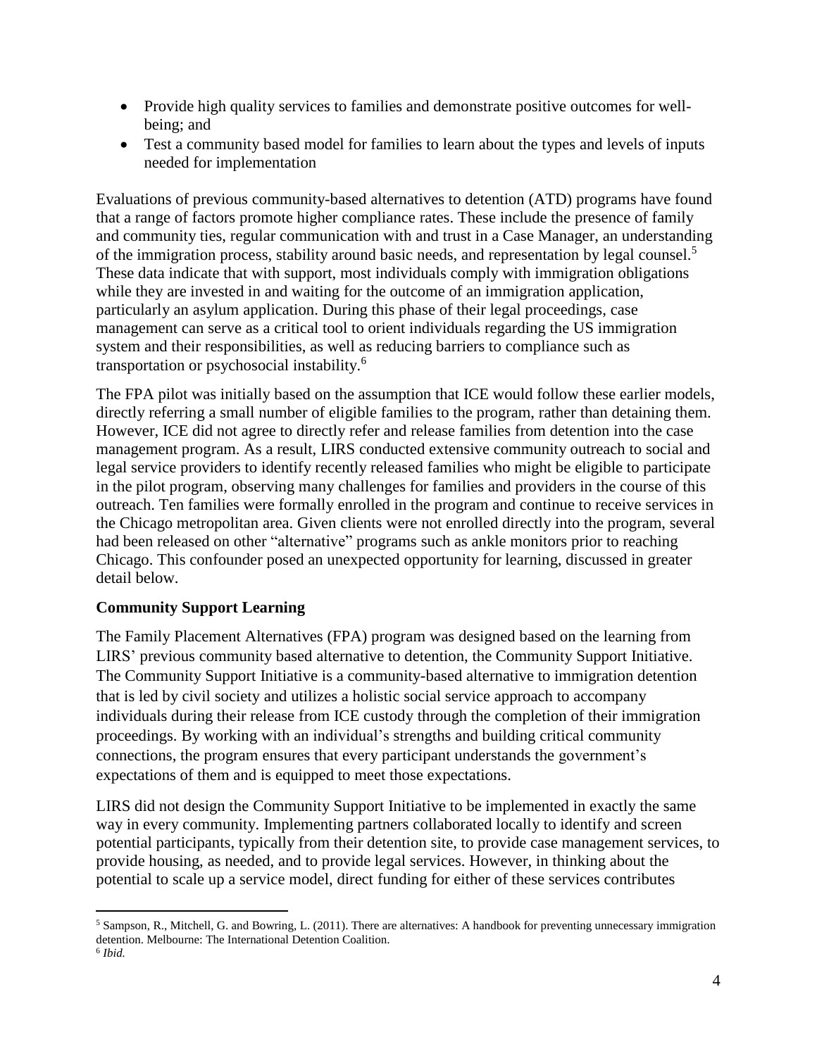- Provide high quality services to families and demonstrate positive outcomes for well-being; and
- Test a community based model for families to learn about the types and levels of inputs needed for implementation

Evaluations of previous community-based alternatives to detention (ATD) programs have found that a range of factors promote higher compliance rates. These include the presence of family and community ties, regular communication with and trust in a Case Manager, an understanding of the immigration process, stability around basic needs, and representation by legal counsel.[5] These data indicate that with support, most individuals comply with immigration obligations while they are invested in and waiting for the outcome of an immigration application, particularly an asylum application. During this phase of their legal proceedings, case management can serve as a critical tool to orient individuals regarding the US immigration system and their responsibilities, as well as reducing barriers to compliance such as transportation or psychosocial instability.[6]

The FPA pilot was initially based on the assumption that ICE would follow these earlier models, directly referring a small number of eligible families to the program, rather than detaining them. However, ICE did not agree to directly refer and release families from detention into the case management program. As a result, LIRS conducted extensive community outreach to social and legal service providers to identify recently released families who might be eligible to participate in the pilot program, observing many challenges for families and providers in the course of this outreach. Ten families were formally enrolled in the program and continue to receive services in the Chicago metropolitan area. Given clients were not enrolled directly into the program, several had been released on other "alternative" programs such as ankle monitors prior to reaching Chicago. This confounder posed an unexpected opportunity for learning, discussed in greater detail below.

**Community Support Learning**

The Family Placement Alternatives (FPA) program was designed based on the learning from LIRS' previous community based alternative to detention, the Community Support Initiative. The Community Support Initiative is a community-based alternative to immigration detention that is led by civil society and utilizes a holistic social service approach to accompany individuals during their release from ICE custody through the completion of their immigration proceedings. By working with an individual's strengths and building critical community connections, the program ensures that every participant understands the government's expectations of them and is equipped to meet those expectations.

LIRS did not design the Community Support Initiative to be implemented in exactly the same way in every community. Implementing partners collaborated locally to identify and screen potential participants, typically from their detention site, to provide case management services, to provide housing, as needed, and to provide legal services. However, in thinking about the potential to scale up a service model, direct funding for either of these services contributes

---

[5] Sampson, R., Mitchell, G. and Bowring, L. (2011). There are alternatives: A handbook for preventing unnecessary immigration detention. Melbourne: The International Detention Coalition.

[6] *Ibid.*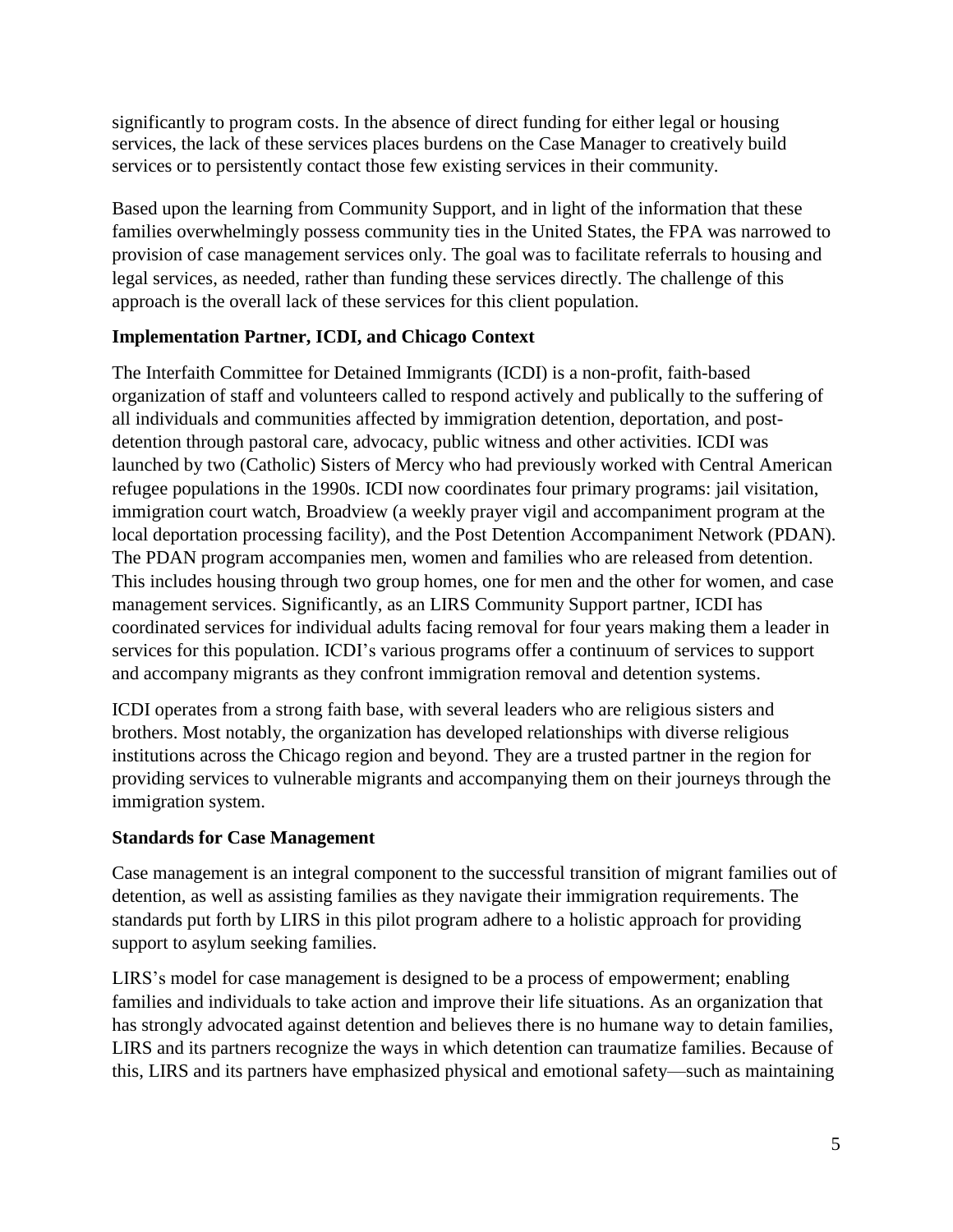significantly to program costs. In the absence of direct funding for either legal or housing services, the lack of these services places burdens on the Case Manager to creatively build services or to persistently contact those few existing services in their community.

Based upon the learning from Community Support, and in light of the information that these families overwhelmingly possess community ties in the United States, the FPA was narrowed to provision of case management services only. The goal was to facilitate referrals to housing and legal services, as needed, rather than funding these services directly. The challenge of this approach is the overall lack of these services for this client population.

**Implementation Partner, ICDI, and Chicago Context**

The Interfaith Committee for Detained Immigrants (ICDI) is a non-profit, faith-based organization of staff and volunteers called to respond actively and publically to the suffering of all individuals and communities affected by immigration detention, deportation, and post-detention through pastoral care, advocacy, public witness and other activities. ICDI was launched by two (Catholic) Sisters of Mercy who had previously worked with Central American refugee populations in the 1990s. ICDI now coordinates four primary programs: jail visitation, immigration court watch, Broadview (a weekly prayer vigil and accompaniment program at the local deportation processing facility), and the Post Detention Accompaniment Network (PDAN). The PDAN program accompanies men, women and families who are released from detention. This includes housing through two group homes, one for men and the other for women, and case management services. Significantly, as an LIRS Community Support partner, ICDI has coordinated services for individual adults facing removal for four years making them a leader in services for this population. ICDI's various programs offer a continuum of services to support and accompany migrants as they confront immigration removal and detention systems.

ICDI operates from a strong faith base, with several leaders who are religious sisters and brothers. Most notably, the organization has developed relationships with diverse religious institutions across the Chicago region and beyond. They are a trusted partner in the region for providing services to vulnerable migrants and accompanying them on their journeys through the immigration system.

**Standards for Case Management**

Case management is an integral component to the successful transition of migrant families out of detention, as well as assisting families as they navigate their immigration requirements. The standards put forth by LIRS in this pilot program adhere to a holistic approach for providing support to asylum seeking families.

LIRS's model for case management is designed to be a process of empowerment; enabling families and individuals to take action and improve their life situations. As an organization that has strongly advocated against detention and believes there is no humane way to detain families, LIRS and its partners recognize the ways in which detention can traumatize families. Because of this, LIRS and its partners have emphasized physical and emotional safety—such as maintaining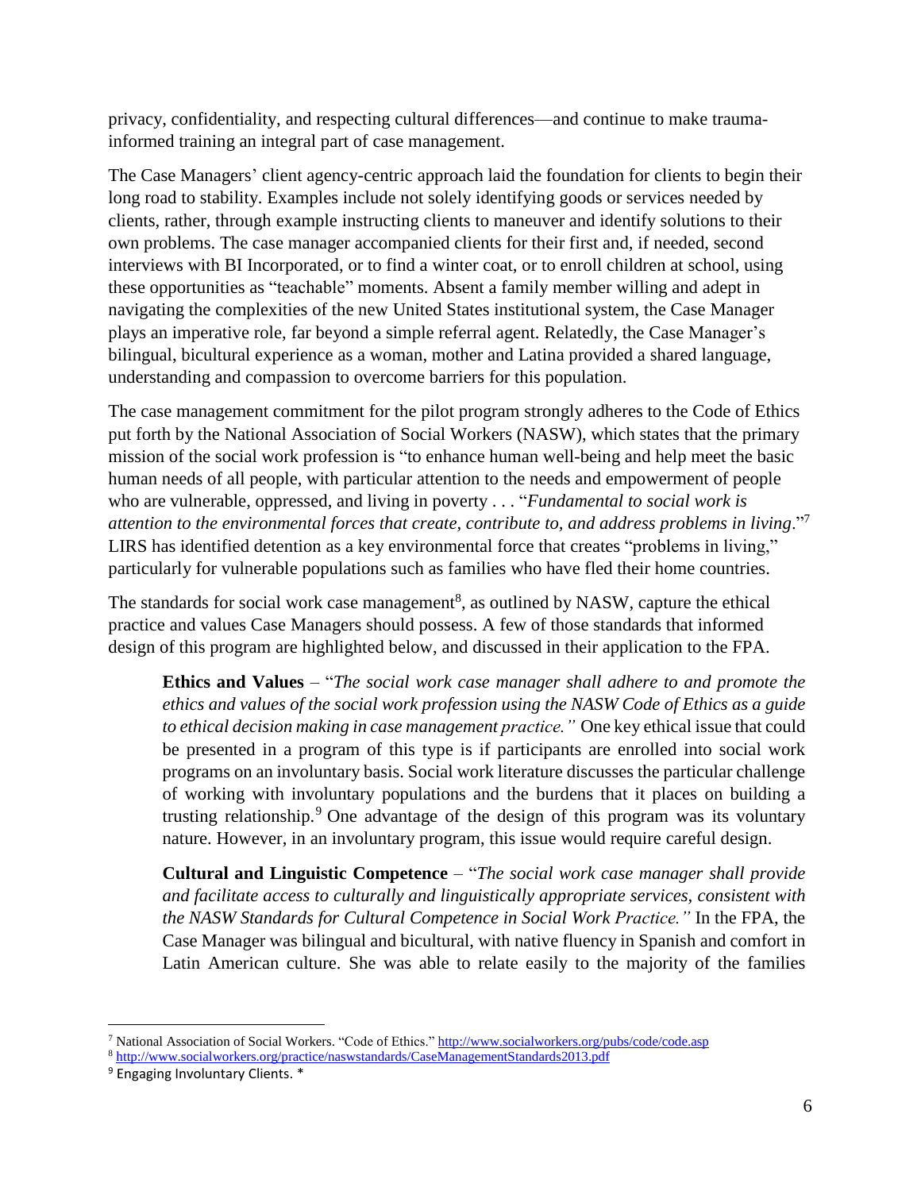privacy, confidentiality, and respecting cultural differences—and continue to make trauma-informed training an integral part of case management.

The Case Managers' client agency-centric approach laid the foundation for clients to begin their long road to stability. Examples include not solely identifying goods or services needed by clients, rather, through example instructing clients to maneuver and identify solutions to their own problems. The case manager accompanied clients for their first and, if needed, second interviews with BI Incorporated, or to find a winter coat, or to enroll children at school, using these opportunities as "teachable" moments. Absent a family member willing and adept in navigating the complexities of the new United States institutional system, the Case Manager plays an imperative role, far beyond a simple referral agent. Relatedly, the Case Manager's bilingual, bicultural experience as a woman, mother and Latina provided a shared language, understanding and compassion to overcome barriers for this population.

The case management commitment for the pilot program strongly adheres to the Code of Ethics put forth by the National Association of Social Workers (NASW), which states that the primary mission of the social work profession is "to enhance human well-being and help meet the basic human needs of all people, with particular attention to the needs and empowerment of people who are vulnerable, oppressed, and living in poverty . . . "*Fundamental to social work is attention to the environmental forces that create, contribute to, and address problems in living*."[7] LIRS has identified detention as a key environmental force that creates "problems in living," particularly for vulnerable populations such as families who have fled their home countries.

The standards for social work case management[8], as outlined by NASW, capture the ethical practice and values Case Managers should possess. A few of those standards that informed design of this program are highlighted below, and discussed in their application to the FPA.

> **Ethics and Values** – "*The social work case manager shall adhere to and promote the ethics and values of the social work profession using the NASW Code of Ethics as a guide to ethical decision making in case management practice."* One key ethical issue that could be presented in a program of this type is if participants are enrolled into social work programs on an involuntary basis. Social work literature discusses the particular challenge of working with involuntary populations and the burdens that it places on building a trusting relationship.[9] One advantage of the design of this program was its voluntary nature. However, in an involuntary program, this issue would require careful design.
>
> **Cultural and Linguistic Competence** – "*The social work case manager shall provide and facilitate access to culturally and linguistically appropriate services, consistent with the NASW Standards for Cultural Competence in Social Work Practice."* In the FPA, the Case Manager was bilingual and bicultural, with native fluency in Spanish and comfort in Latin American culture. She was able to relate easily to the majority of the families

---

[7] National Association of Social Workers. "Code of Ethics." http://www.socialworkers.org/pubs/code/code.asp

[8] http://www.socialworkers.org/practice/naswstandards/CaseManagementStandards2013.pdf

[9] Engaging Involuntary Clients. *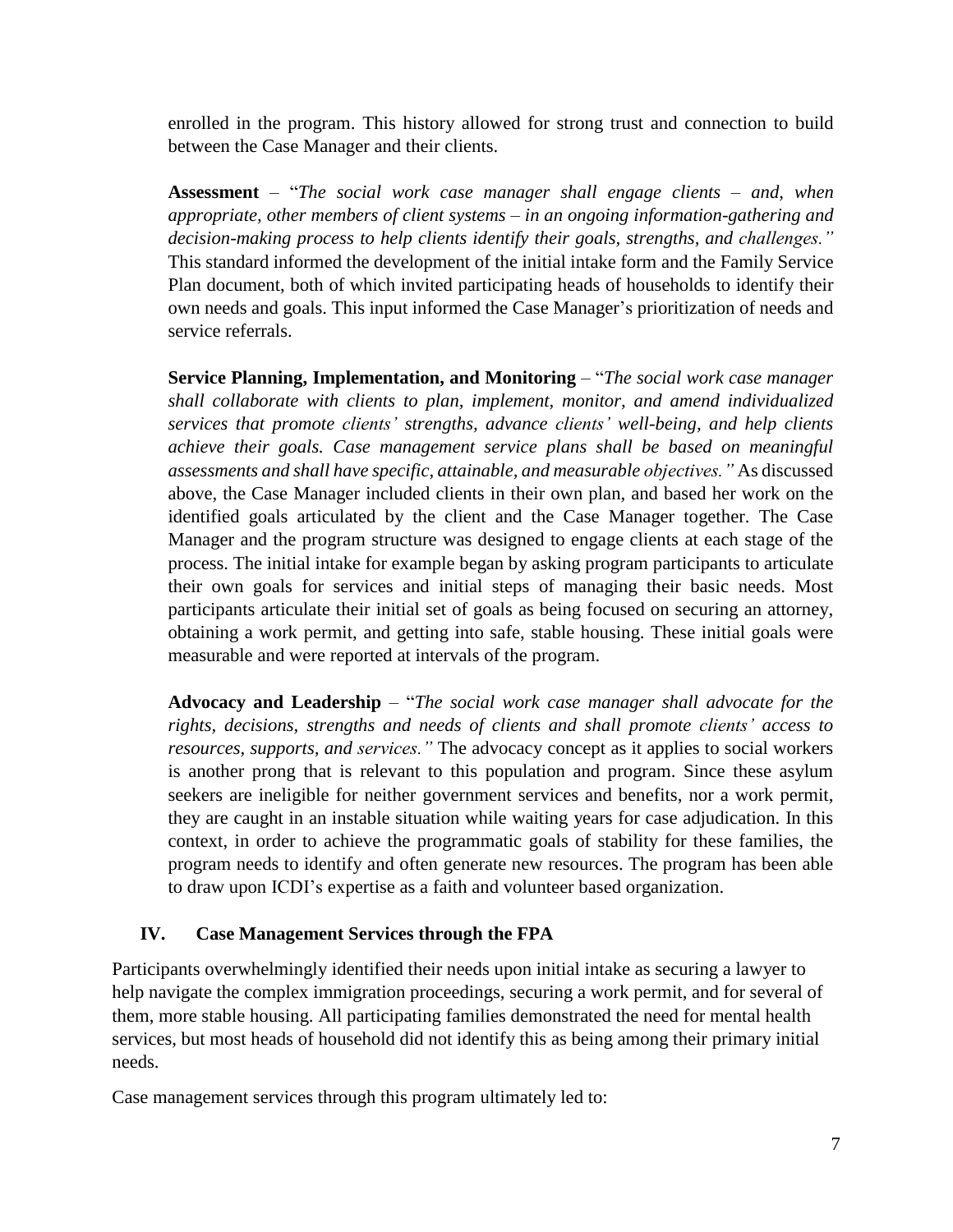enrolled in the program. This history allowed for strong trust and connection to build between the Case Manager and their clients.

**Assessment** – "*The social work case manager shall engage clients – and, when appropriate, other members of client systems – in an ongoing information-gathering and decision-making process to help clients identify their goals, strengths, and challenges."* This standard informed the development of the initial intake form and the Family Service Plan document, both of which invited participating heads of households to identify their own needs and goals. This input informed the Case Manager's prioritization of needs and service referrals.

**Service Planning, Implementation, and Monitoring** – "*The social work case manager shall collaborate with clients to plan, implement, monitor, and amend individualized services that promote clients' strengths, advance clients' well-being, and help clients achieve their goals. Case management service plans shall be based on meaningful assessments and shall have specific, attainable, and measurable objectives."* As discussed above, the Case Manager included clients in their own plan, and based her work on the identified goals articulated by the client and the Case Manager together. The Case Manager and the program structure was designed to engage clients at each stage of the process. The initial intake for example began by asking program participants to articulate their own goals for services and initial steps of managing their basic needs. Most participants articulate their initial set of goals as being focused on securing an attorney, obtaining a work permit, and getting into safe, stable housing. These initial goals were measurable and were reported at intervals of the program.

**Advocacy and Leadership** – "*The social work case manager shall advocate for the rights, decisions, strengths and needs of clients and shall promote clients' access to resources, supports, and services."* The advocacy concept as it applies to social workers is another prong that is relevant to this population and program. Since these asylum seekers are ineligible for neither government services and benefits, nor a work permit, they are caught in an instable situation while waiting years for case adjudication. In this context, in order to achieve the programmatic goals of stability for these families, the program needs to identify and often generate new resources. The program has been able to draw upon ICDI's expertise as a faith and volunteer based organization.

## IV. Case Management Services through the FPA

Participants overwhelmingly identified their needs upon initial intake as securing a lawyer to help navigate the complex immigration proceedings, securing a work permit, and for several of them, more stable housing. All participating families demonstrated the need for mental health services, but most heads of household did not identify this as being among their primary initial needs.

Case management services through this program ultimately led to: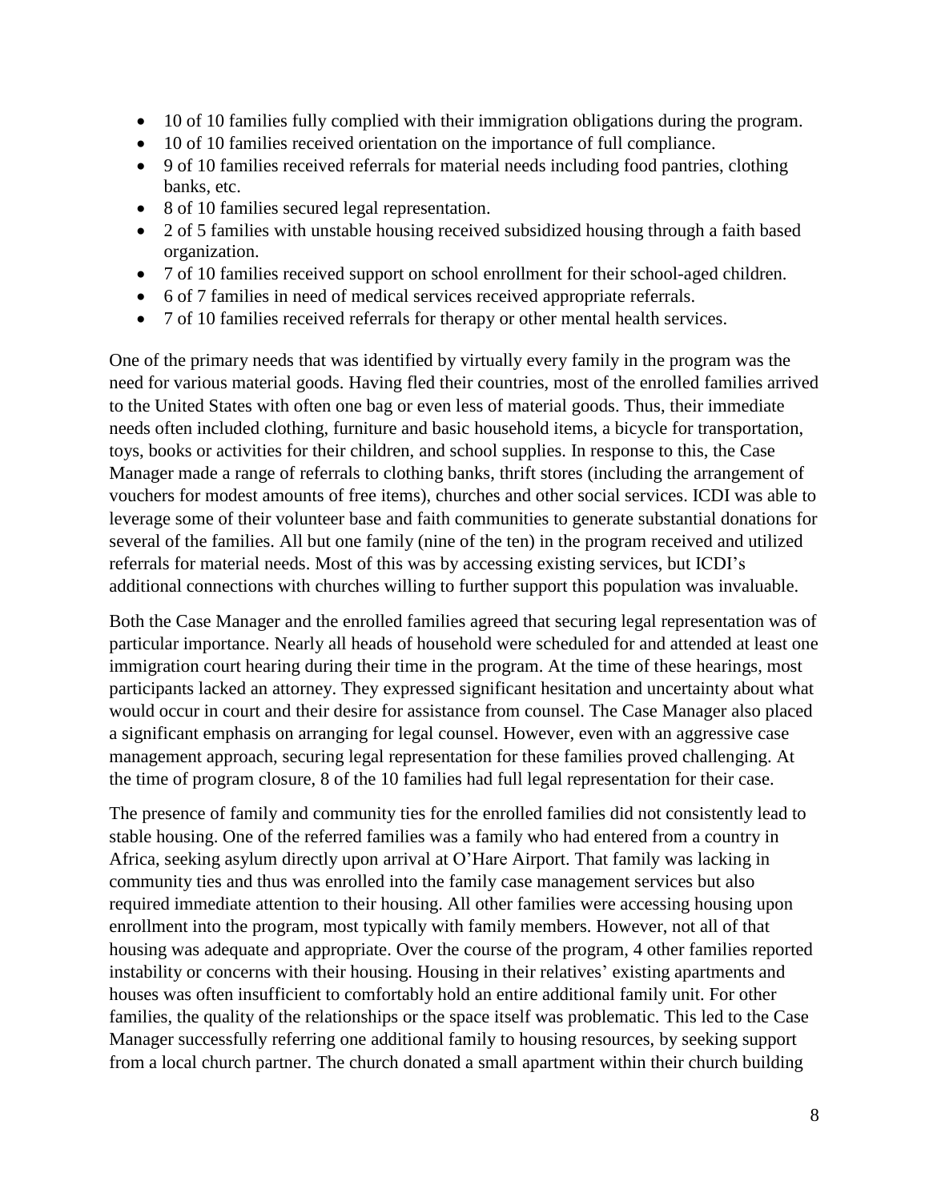- 10 of 10 families fully complied with their immigration obligations during the program.
- 10 of 10 families received orientation on the importance of full compliance.
- 9 of 10 families received referrals for material needs including food pantries, clothing banks, etc.
- 8 of 10 families secured legal representation.
- 2 of 5 families with unstable housing received subsidized housing through a faith based organization.
- 7 of 10 families received support on school enrollment for their school-aged children.
- 6 of 7 families in need of medical services received appropriate referrals.
- 7 of 10 families received referrals for therapy or other mental health services.

One of the primary needs that was identified by virtually every family in the program was the need for various material goods. Having fled their countries, most of the enrolled families arrived to the United States with often one bag or even less of material goods. Thus, their immediate needs often included clothing, furniture and basic household items, a bicycle for transportation, toys, books or activities for their children, and school supplies. In response to this, the Case Manager made a range of referrals to clothing banks, thrift stores (including the arrangement of vouchers for modest amounts of free items), churches and other social services. ICDI was able to leverage some of their volunteer base and faith communities to generate substantial donations for several of the families. All but one family (nine of the ten) in the program received and utilized referrals for material needs. Most of this was by accessing existing services, but ICDI's additional connections with churches willing to further support this population was invaluable.

Both the Case Manager and the enrolled families agreed that securing legal representation was of particular importance. Nearly all heads of household were scheduled for and attended at least one immigration court hearing during their time in the program. At the time of these hearings, most participants lacked an attorney. They expressed significant hesitation and uncertainty about what would occur in court and their desire for assistance from counsel. The Case Manager also placed a significant emphasis on arranging for legal counsel. However, even with an aggressive case management approach, securing legal representation for these families proved challenging. At the time of program closure, 8 of the 10 families had full legal representation for their case.

The presence of family and community ties for the enrolled families did not consistently lead to stable housing. One of the referred families was a family who had entered from a country in Africa, seeking asylum directly upon arrival at O'Hare Airport. That family was lacking in community ties and thus was enrolled into the family case management services but also required immediate attention to their housing. All other families were accessing housing upon enrollment into the program, most typically with family members. However, not all of that housing was adequate and appropriate. Over the course of the program, 4 other families reported instability or concerns with their housing. Housing in their relatives' existing apartments and houses was often insufficient to comfortably hold an entire additional family unit. For other families, the quality of the relationships or the space itself was problematic. This led to the Case Manager successfully referring one additional family to housing resources, by seeking support from a local church partner. The church donated a small apartment within their church building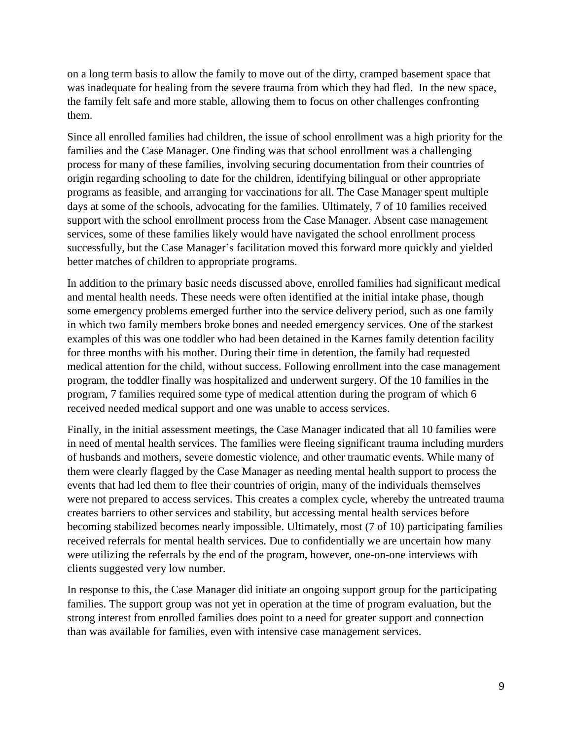on a long term basis to allow the family to move out of the dirty, cramped basement space that was inadequate for healing from the severe trauma from which they had fled. In the new space, the family felt safe and more stable, allowing them to focus on other challenges confronting them.

Since all enrolled families had children, the issue of school enrollment was a high priority for the families and the Case Manager. One finding was that school enrollment was a challenging process for many of these families, involving securing documentation from their countries of origin regarding schooling to date for the children, identifying bilingual or other appropriate programs as feasible, and arranging for vaccinations for all. The Case Manager spent multiple days at some of the schools, advocating for the families. Ultimately, 7 of 10 families received support with the school enrollment process from the Case Manager. Absent case management services, some of these families likely would have navigated the school enrollment process successfully, but the Case Manager's facilitation moved this forward more quickly and yielded better matches of children to appropriate programs.

In addition to the primary basic needs discussed above, enrolled families had significant medical and mental health needs. These needs were often identified at the initial intake phase, though some emergency problems emerged further into the service delivery period, such as one family in which two family members broke bones and needed emergency services. One of the starkest examples of this was one toddler who had been detained in the Karnes family detention facility for three months with his mother. During their time in detention, the family had requested medical attention for the child, without success. Following enrollment into the case management program, the toddler finally was hospitalized and underwent surgery. Of the 10 families in the program, 7 families required some type of medical attention during the program of which 6 received needed medical support and one was unable to access services.

Finally, in the initial assessment meetings, the Case Manager indicated that all 10 families were in need of mental health services. The families were fleeing significant trauma including murders of husbands and mothers, severe domestic violence, and other traumatic events. While many of them were clearly flagged by the Case Manager as needing mental health support to process the events that had led them to flee their countries of origin, many of the individuals themselves were not prepared to access services. This creates a complex cycle, whereby the untreated trauma creates barriers to other services and stability, but accessing mental health services before becoming stabilized becomes nearly impossible. Ultimately, most (7 of 10) participating families received referrals for mental health services. Due to confidentially we are uncertain how many were utilizing the referrals by the end of the program, however, one-on-one interviews with clients suggested very low number.

In response to this, the Case Manager did initiate an ongoing support group for the participating families. The support group was not yet in operation at the time of program evaluation, but the strong interest from enrolled families does point to a need for greater support and connection than was available for families, even with intensive case management services.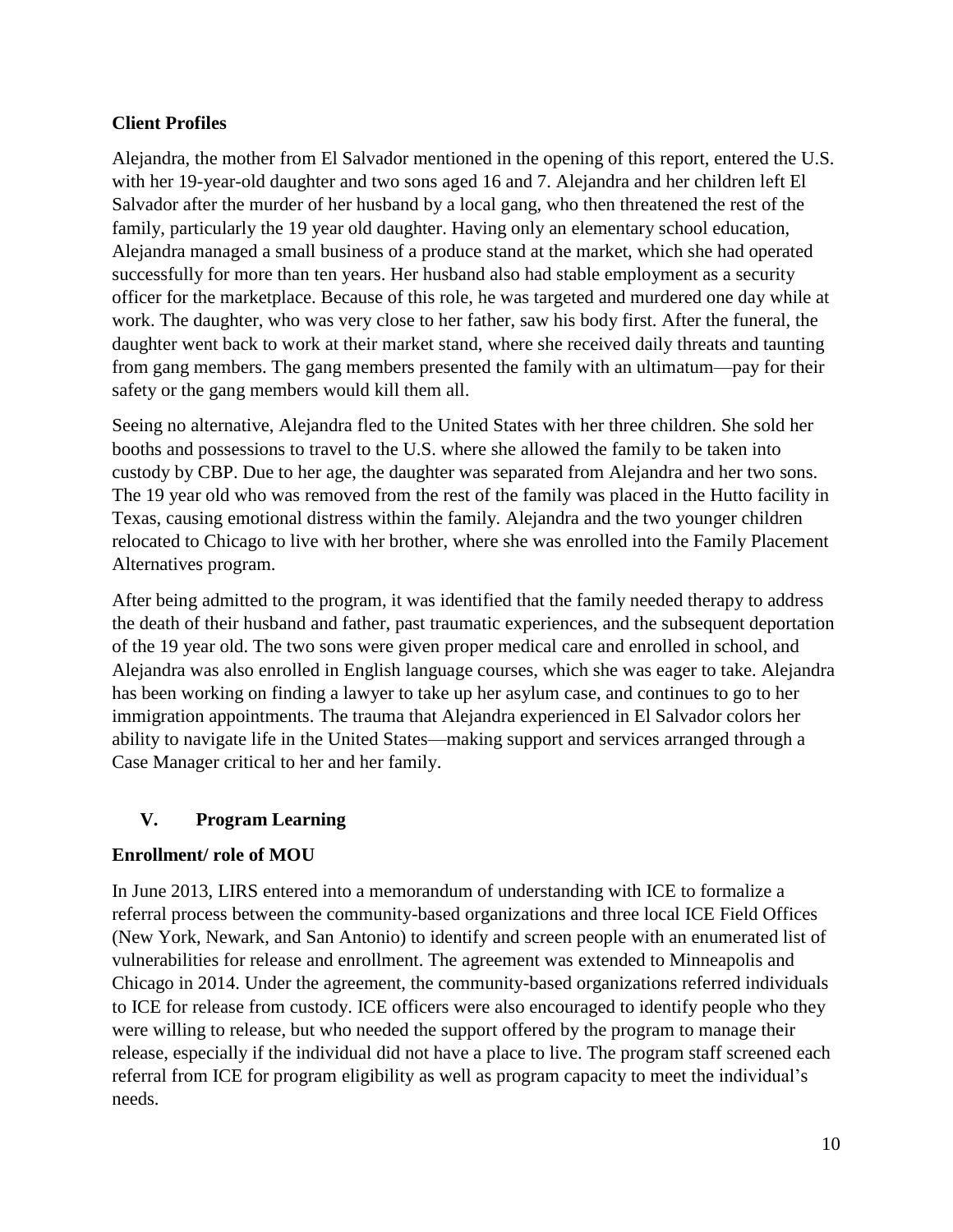### Client Profiles

Alejandra, the mother from El Salvador mentioned in the opening of this report, entered the U.S. with her 19-year-old daughter and two sons aged 16 and 7. Alejandra and her children left El Salvador after the murder of her husband by a local gang, who then threatened the rest of the family, particularly the 19 year old daughter. Having only an elementary school education, Alejandra managed a small business of a produce stand at the market, which she had operated successfully for more than ten years. Her husband also had stable employment as a security officer for the marketplace. Because of this role, he was targeted and murdered one day while at work. The daughter, who was very close to her father, saw his body first. After the funeral, the daughter went back to work at their market stand, where she received daily threats and taunting from gang members. The gang members presented the family with an ultimatum—pay for their safety or the gang members would kill them all.

Seeing no alternative, Alejandra fled to the United States with her three children. She sold her booths and possessions to travel to the U.S. where she allowed the family to be taken into custody by CBP. Due to her age, the daughter was separated from Alejandra and her two sons. The 19 year old who was removed from the rest of the family was placed in the Hutto facility in Texas, causing emotional distress within the family. Alejandra and the two younger children relocated to Chicago to live with her brother, where she was enrolled into the Family Placement Alternatives program.

After being admitted to the program, it was identified that the family needed therapy to address the death of their husband and father, past traumatic experiences, and the subsequent deportation of the 19 year old. The two sons were given proper medical care and enrolled in school, and Alejandra was also enrolled in English language courses, which she was eager to take. Alejandra has been working on finding a lawyer to take up her asylum case, and continues to go to her immigration appointments. The trauma that Alejandra experienced in El Salvador colors her ability to navigate life in the United States—making support and services arranged through a Case Manager critical to her and her family.

## V. Program Learning

### Enrollment/ role of MOU

In June 2013, LIRS entered into a memorandum of understanding with ICE to formalize a referral process between the community-based organizations and three local ICE Field Offices (New York, Newark, and San Antonio) to identify and screen people with an enumerated list of vulnerabilities for release and enrollment. The agreement was extended to Minneapolis and Chicago in 2014. Under the agreement, the community-based organizations referred individuals to ICE for release from custody. ICE officers were also encouraged to identify people who they were willing to release, but who needed the support offered by the program to manage their release, especially if the individual did not have a place to live. The program staff screened each referral from ICE for program eligibility as well as program capacity to meet the individual's needs.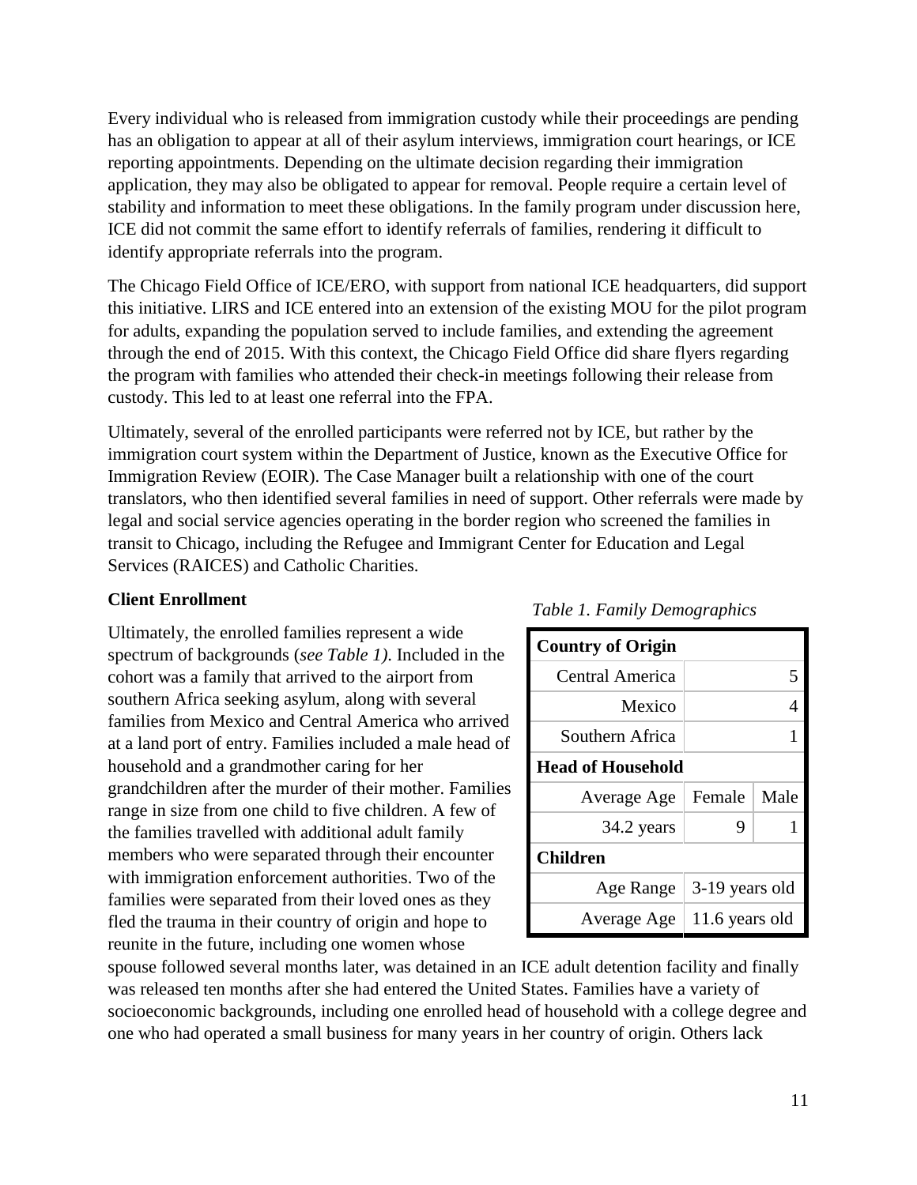Every individual who is released from immigration custody while their proceedings are pending has an obligation to appear at all of their asylum interviews, immigration court hearings, or ICE reporting appointments. Depending on the ultimate decision regarding their immigration application, they may also be obligated to appear for removal. People require a certain level of stability and information to meet these obligations. In the family program under discussion here, ICE did not commit the same effort to identify referrals of families, rendering it difficult to identify appropriate referrals into the program.

The Chicago Field Office of ICE/ERO, with support from national ICE headquarters, did support this initiative. LIRS and ICE entered into an extension of the existing MOU for the pilot program for adults, expanding the population served to include families, and extending the agreement through the end of 2015. With this context, the Chicago Field Office did share flyers regarding the program with families who attended their check-in meetings following their release from custody. This led to at least one referral into the FPA.

Ultimately, several of the enrolled participants were referred not by ICE, but rather by the immigration court system within the Department of Justice, known as the Executive Office for Immigration Review (EOIR). The Case Manager built a relationship with one of the court translators, who then identified several families in need of support. Other referrals were made by legal and social service agencies operating in the border region who screened the families in transit to Chicago, including the Refugee and Immigrant Center for Education and Legal Services (RAICES) and Catholic Charities.

**Client Enrollment**

Ultimately, the enrolled families represent a wide spectrum of backgrounds (*see Table 1)*. Included in the cohort was a family that arrived to the airport from southern Africa seeking asylum, along with several families from Mexico and Central America who arrived at a land port of entry. Families included a male head of household and a grandmother caring for her grandchildren after the murder of their mother. Families range in size from one child to five children. A few of the families travelled with additional adult family members who were separated through their encounter with immigration enforcement authorities. Two of the families were separated from their loved ones as they fled the trauma in their country of origin and hope to reunite in the future, including one women whose spouse followed several months later, was detained in an ICE adult detention facility and finally was released ten months after she had entered the United States. Families have a variety of socioeconomic backgrounds, including one enrolled head of household with a college degree and one who had operated a small business for many years in her country of origin. Others lack

*Table 1. Family Demographics*

| **Country of Origin** | | |
|---|---|---|
| Central America | | 5 |
| Mexico | | 4 |
| Southern Africa | | 1 |
| **Head of Household** | | |
| Average Age | Female | Male |
| 34.2 years | 9 | 1 |
| **Children** | | |
| Age Range | 3-19 years old | |
| Average Age | 11.6 years old | |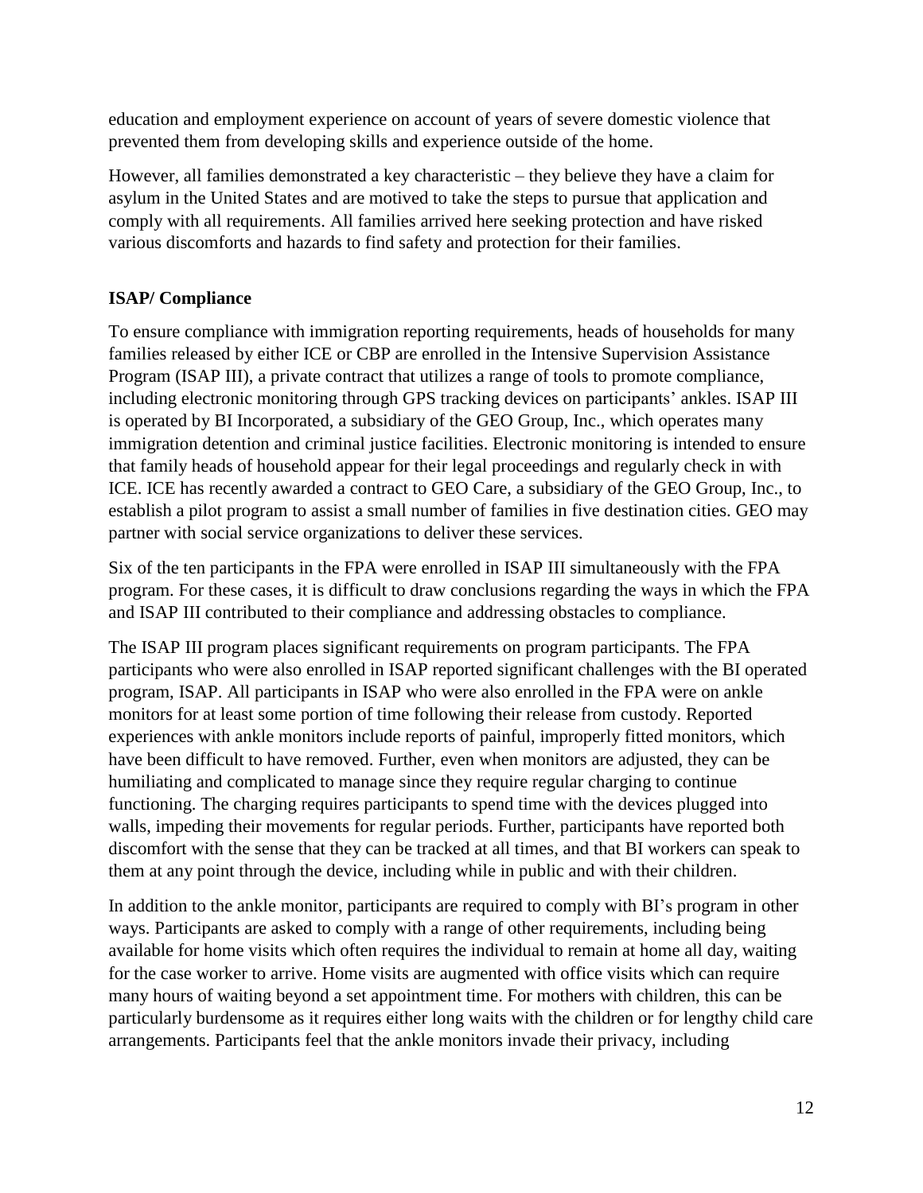education and employment experience on account of years of severe domestic violence that prevented them from developing skills and experience outside of the home.

However, all families demonstrated a key characteristic – they believe they have a claim for asylum in the United States and are motived to take the steps to pursue that application and comply with all requirements. All families arrived here seeking protection and have risked various discomforts and hazards to find safety and protection for their families.

**ISAP/ Compliance**

To ensure compliance with immigration reporting requirements, heads of households for many families released by either ICE or CBP are enrolled in the Intensive Supervision Assistance Program (ISAP III), a private contract that utilizes a range of tools to promote compliance, including electronic monitoring through GPS tracking devices on participants' ankles. ISAP III is operated by BI Incorporated, a subsidiary of the GEO Group, Inc., which operates many immigration detention and criminal justice facilities. Electronic monitoring is intended to ensure that family heads of household appear for their legal proceedings and regularly check in with ICE. ICE has recently awarded a contract to GEO Care, a subsidiary of the GEO Group, Inc., to establish a pilot program to assist a small number of families in five destination cities. GEO may partner with social service organizations to deliver these services.

Six of the ten participants in the FPA were enrolled in ISAP III simultaneously with the FPA program. For these cases, it is difficult to draw conclusions regarding the ways in which the FPA and ISAP III contributed to their compliance and addressing obstacles to compliance.

The ISAP III program places significant requirements on program participants. The FPA participants who were also enrolled in ISAP reported significant challenges with the BI operated program, ISAP. All participants in ISAP who were also enrolled in the FPA were on ankle monitors for at least some portion of time following their release from custody. Reported experiences with ankle monitors include reports of painful, improperly fitted monitors, which have been difficult to have removed. Further, even when monitors are adjusted, they can be humiliating and complicated to manage since they require regular charging to continue functioning. The charging requires participants to spend time with the devices plugged into walls, impeding their movements for regular periods. Further, participants have reported both discomfort with the sense that they can be tracked at all times, and that BI workers can speak to them at any point through the device, including while in public and with their children.

In addition to the ankle monitor, participants are required to comply with BI's program in other ways. Participants are asked to comply with a range of other requirements, including being available for home visits which often requires the individual to remain at home all day, waiting for the case worker to arrive. Home visits are augmented with office visits which can require many hours of waiting beyond a set appointment time. For mothers with children, this can be particularly burdensome as it requires either long waits with the children or for lengthy child care arrangements. Participants feel that the ankle monitors invade their privacy, including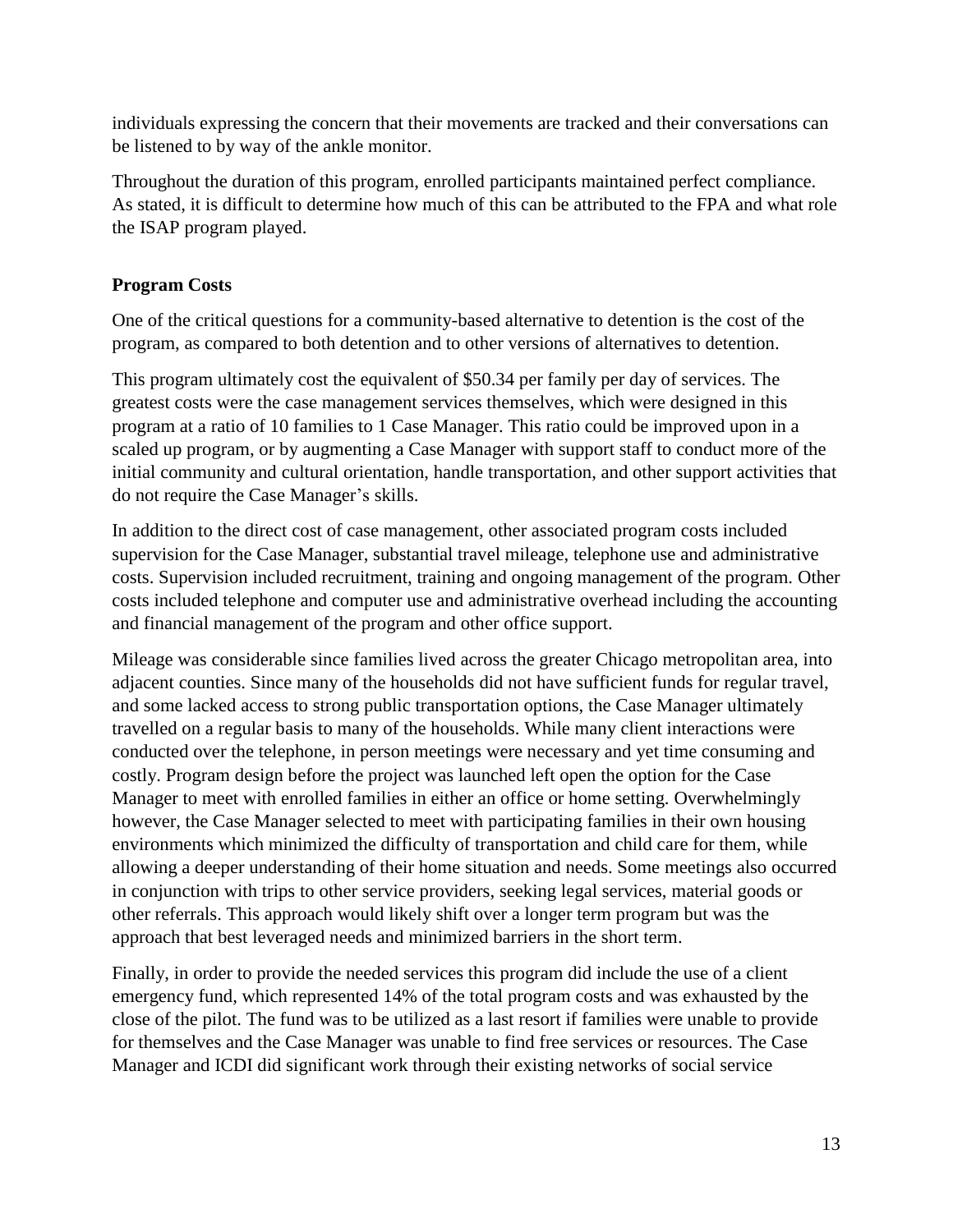individuals expressing the concern that their movements are tracked and their conversations can be listened to by way of the ankle monitor.

Throughout the duration of this program, enrolled participants maintained perfect compliance. As stated, it is difficult to determine how much of this can be attributed to the FPA and what role the ISAP program played.

**Program Costs**

One of the critical questions for a community-based alternative to detention is the cost of the program, as compared to both detention and to other versions of alternatives to detention.

This program ultimately cost the equivalent of $50.34 per family per day of services. The greatest costs were the case management services themselves, which were designed in this program at a ratio of 10 families to 1 Case Manager. This ratio could be improved upon in a scaled up program, or by augmenting a Case Manager with support staff to conduct more of the initial community and cultural orientation, handle transportation, and other support activities that do not require the Case Manager's skills.

In addition to the direct cost of case management, other associated program costs included supervision for the Case Manager, substantial travel mileage, telephone use and administrative costs. Supervision included recruitment, training and ongoing management of the program. Other costs included telephone and computer use and administrative overhead including the accounting and financial management of the program and other office support.

Mileage was considerable since families lived across the greater Chicago metropolitan area, into adjacent counties. Since many of the households did not have sufficient funds for regular travel, and some lacked access to strong public transportation options, the Case Manager ultimately travelled on a regular basis to many of the households. While many client interactions were conducted over the telephone, in person meetings were necessary and yet time consuming and costly. Program design before the project was launched left open the option for the Case Manager to meet with enrolled families in either an office or home setting. Overwhelmingly however, the Case Manager selected to meet with participating families in their own housing environments which minimized the difficulty of transportation and child care for them, while allowing a deeper understanding of their home situation and needs. Some meetings also occurred in conjunction with trips to other service providers, seeking legal services, material goods or other referrals. This approach would likely shift over a longer term program but was the approach that best leveraged needs and minimized barriers in the short term.

Finally, in order to provide the needed services this program did include the use of a client emergency fund, which represented 14% of the total program costs and was exhausted by the close of the pilot. The fund was to be utilized as a last resort if families were unable to provide for themselves and the Case Manager was unable to find free services or resources. The Case Manager and ICDI did significant work through their existing networks of social service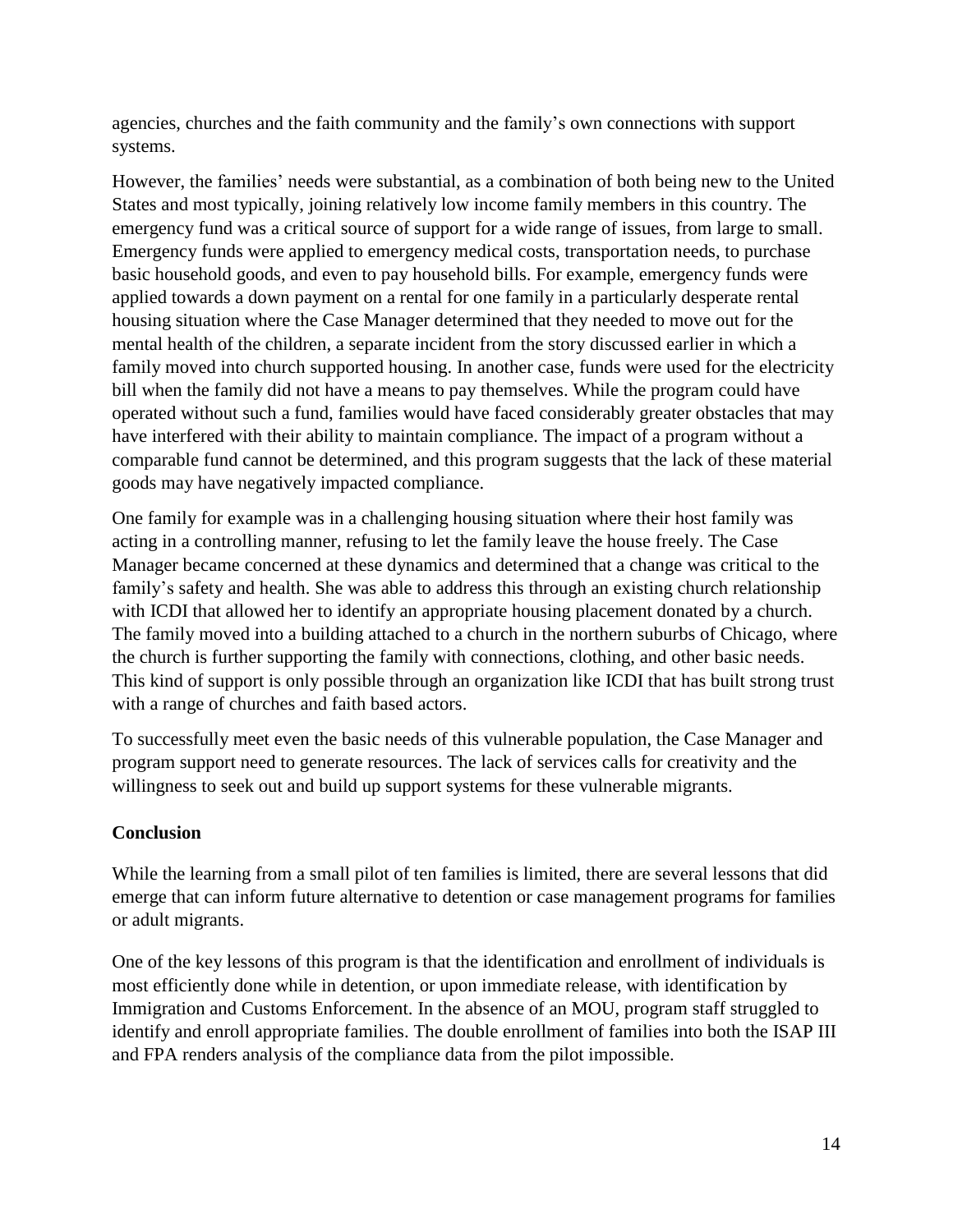agencies, churches and the faith community and the family's own connections with support systems.

However, the families' needs were substantial, as a combination of both being new to the United States and most typically, joining relatively low income family members in this country. The emergency fund was a critical source of support for a wide range of issues, from large to small. Emergency funds were applied to emergency medical costs, transportation needs, to purchase basic household goods, and even to pay household bills. For example, emergency funds were applied towards a down payment on a rental for one family in a particularly desperate rental housing situation where the Case Manager determined that they needed to move out for the mental health of the children, a separate incident from the story discussed earlier in which a family moved into church supported housing. In another case, funds were used for the electricity bill when the family did not have a means to pay themselves. While the program could have operated without such a fund, families would have faced considerably greater obstacles that may have interfered with their ability to maintain compliance. The impact of a program without a comparable fund cannot be determined, and this program suggests that the lack of these material goods may have negatively impacted compliance.

One family for example was in a challenging housing situation where their host family was acting in a controlling manner, refusing to let the family leave the house freely. The Case Manager became concerned at these dynamics and determined that a change was critical to the family's safety and health. She was able to address this through an existing church relationship with ICDI that allowed her to identify an appropriate housing placement donated by a church. The family moved into a building attached to a church in the northern suburbs of Chicago, where the church is further supporting the family with connections, clothing, and other basic needs. This kind of support is only possible through an organization like ICDI that has built strong trust with a range of churches and faith based actors.

To successfully meet even the basic needs of this vulnerable population, the Case Manager and program support need to generate resources. The lack of services calls for creativity and the willingness to seek out and build up support systems for these vulnerable migrants.

**Conclusion**

While the learning from a small pilot of ten families is limited, there are several lessons that did emerge that can inform future alternative to detention or case management programs for families or adult migrants.

One of the key lessons of this program is that the identification and enrollment of individuals is most efficiently done while in detention, or upon immediate release, with identification by Immigration and Customs Enforcement. In the absence of an MOU, program staff struggled to identify and enroll appropriate families. The double enrollment of families into both the ISAP III and FPA renders analysis of the compliance data from the pilot impossible.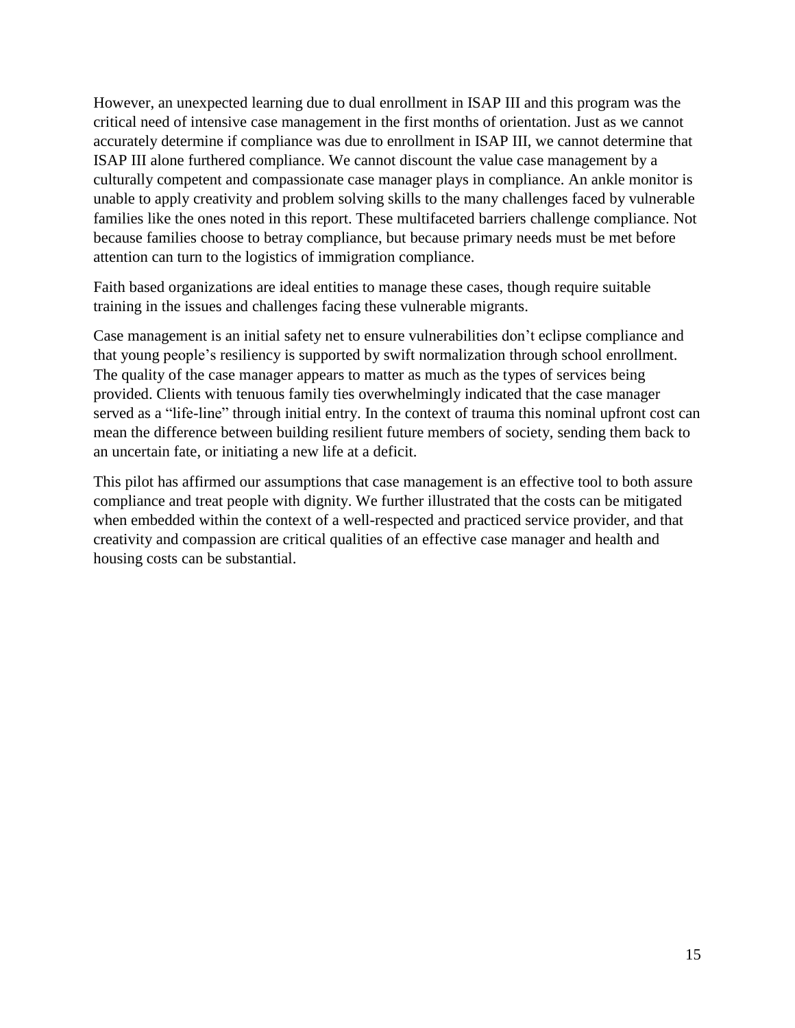However, an unexpected learning due to dual enrollment in ISAP III and this program was the critical need of intensive case management in the first months of orientation. Just as we cannot accurately determine if compliance was due to enrollment in ISAP III, we cannot determine that ISAP III alone furthered compliance. We cannot discount the value case management by a culturally competent and compassionate case manager plays in compliance. An ankle monitor is unable to apply creativity and problem solving skills to the many challenges faced by vulnerable families like the ones noted in this report. These multifaceted barriers challenge compliance. Not because families choose to betray compliance, but because primary needs must be met before attention can turn to the logistics of immigration compliance.

Faith based organizations are ideal entities to manage these cases, though require suitable training in the issues and challenges facing these vulnerable migrants.

Case management is an initial safety net to ensure vulnerabilities don't eclipse compliance and that young people's resiliency is supported by swift normalization through school enrollment. The quality of the case manager appears to matter as much as the types of services being provided. Clients with tenuous family ties overwhelmingly indicated that the case manager served as a "life-line" through initial entry. In the context of trauma this nominal upfront cost can mean the difference between building resilient future members of society, sending them back to an uncertain fate, or initiating a new life at a deficit.

This pilot has affirmed our assumptions that case management is an effective tool to both assure compliance and treat people with dignity. We further illustrated that the costs can be mitigated when embedded within the context of a well-respected and practiced service provider, and that creativity and compassion are critical qualities of an effective case manager and health and housing costs can be substantial.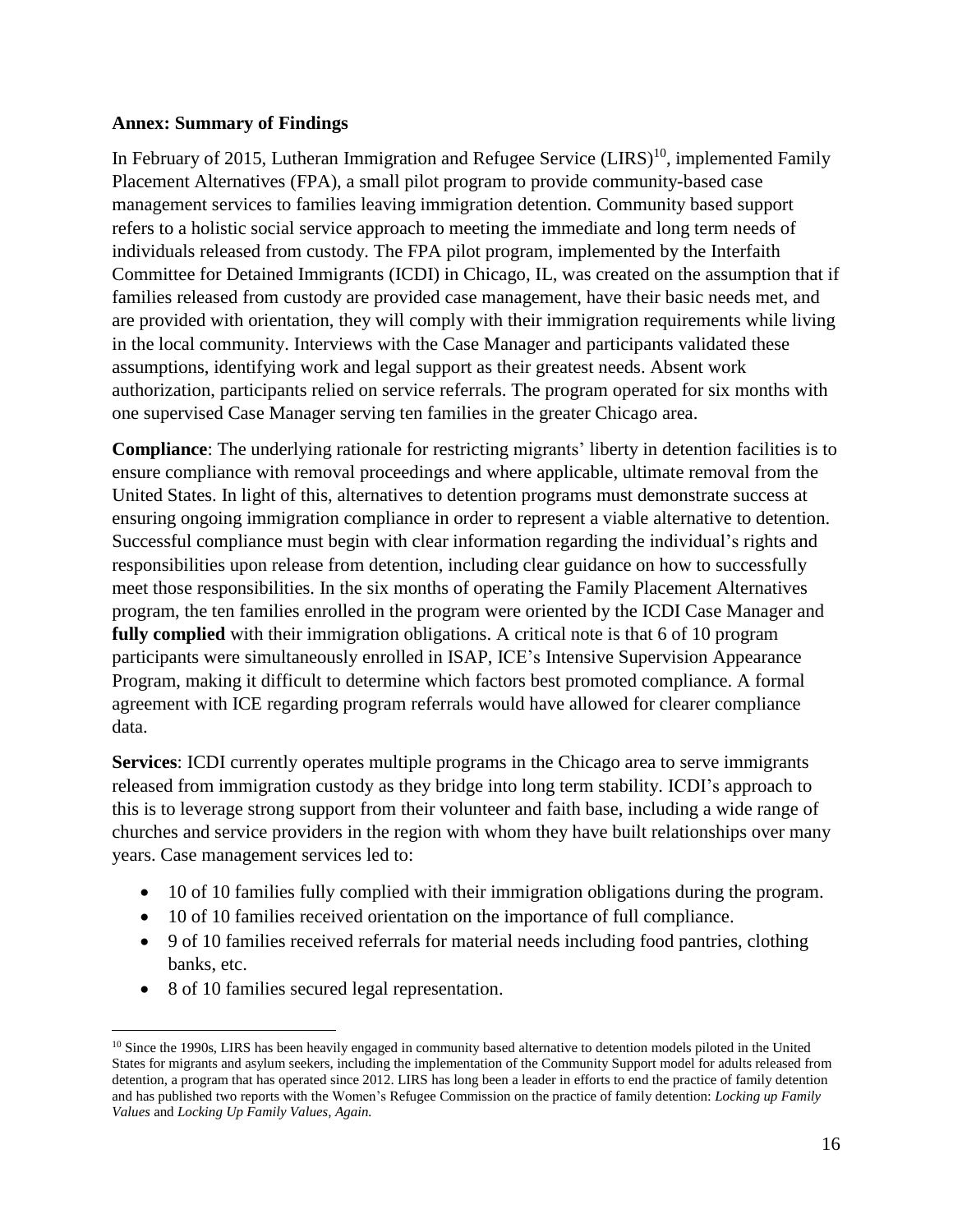**Annex: Summary of Findings**

In February of 2015, Lutheran Immigration and Refugee Service (LIRS)[10], implemented Family Placement Alternatives (FPA), a small pilot program to provide community-based case management services to families leaving immigration detention. Community based support refers to a holistic social service approach to meeting the immediate and long term needs of individuals released from custody. The FPA pilot program, implemented by the Interfaith Committee for Detained Immigrants (ICDI) in Chicago, IL, was created on the assumption that if families released from custody are provided case management, have their basic needs met, and are provided with orientation, they will comply with their immigration requirements while living in the local community. Interviews with the Case Manager and participants validated these assumptions, identifying work and legal support as their greatest needs. Absent work authorization, participants relied on service referrals. The program operated for six months with one supervised Case Manager serving ten families in the greater Chicago area.

**Compliance**: The underlying rationale for restricting migrants' liberty in detention facilities is to ensure compliance with removal proceedings and where applicable, ultimate removal from the United States. In light of this, alternatives to detention programs must demonstrate success at ensuring ongoing immigration compliance in order to represent a viable alternative to detention. Successful compliance must begin with clear information regarding the individual's rights and responsibilities upon release from detention, including clear guidance on how to successfully meet those responsibilities. In the six months of operating the Family Placement Alternatives program, the ten families enrolled in the program were oriented by the ICDI Case Manager and **fully complied** with their immigration obligations. A critical note is that 6 of 10 program participants were simultaneously enrolled in ISAP, ICE's Intensive Supervision Appearance Program, making it difficult to determine which factors best promoted compliance. A formal agreement with ICE regarding program referrals would have allowed for clearer compliance data.

**Services**: ICDI currently operates multiple programs in the Chicago area to serve immigrants released from immigration custody as they bridge into long term stability. ICDI's approach to this is to leverage strong support from their volunteer and faith base, including a wide range of churches and service providers in the region with whom they have built relationships over many years. Case management services led to:

- 10 of 10 families fully complied with their immigration obligations during the program.
- 10 of 10 families received orientation on the importance of full compliance.
- 9 of 10 families received referrals for material needs including food pantries, clothing banks, etc.
- 8 of 10 families secured legal representation.

---

[10] Since the 1990s, LIRS has been heavily engaged in community based alternative to detention models piloted in the United States for migrants and asylum seekers, including the implementation of the Community Support model for adults released from detention, a program that has operated since 2012. LIRS has long been a leader in efforts to end the practice of family detention and has published two reports with the Women's Refugee Commission on the practice of family detention: *Locking up Family Values* and *Locking Up Family Values, Again.*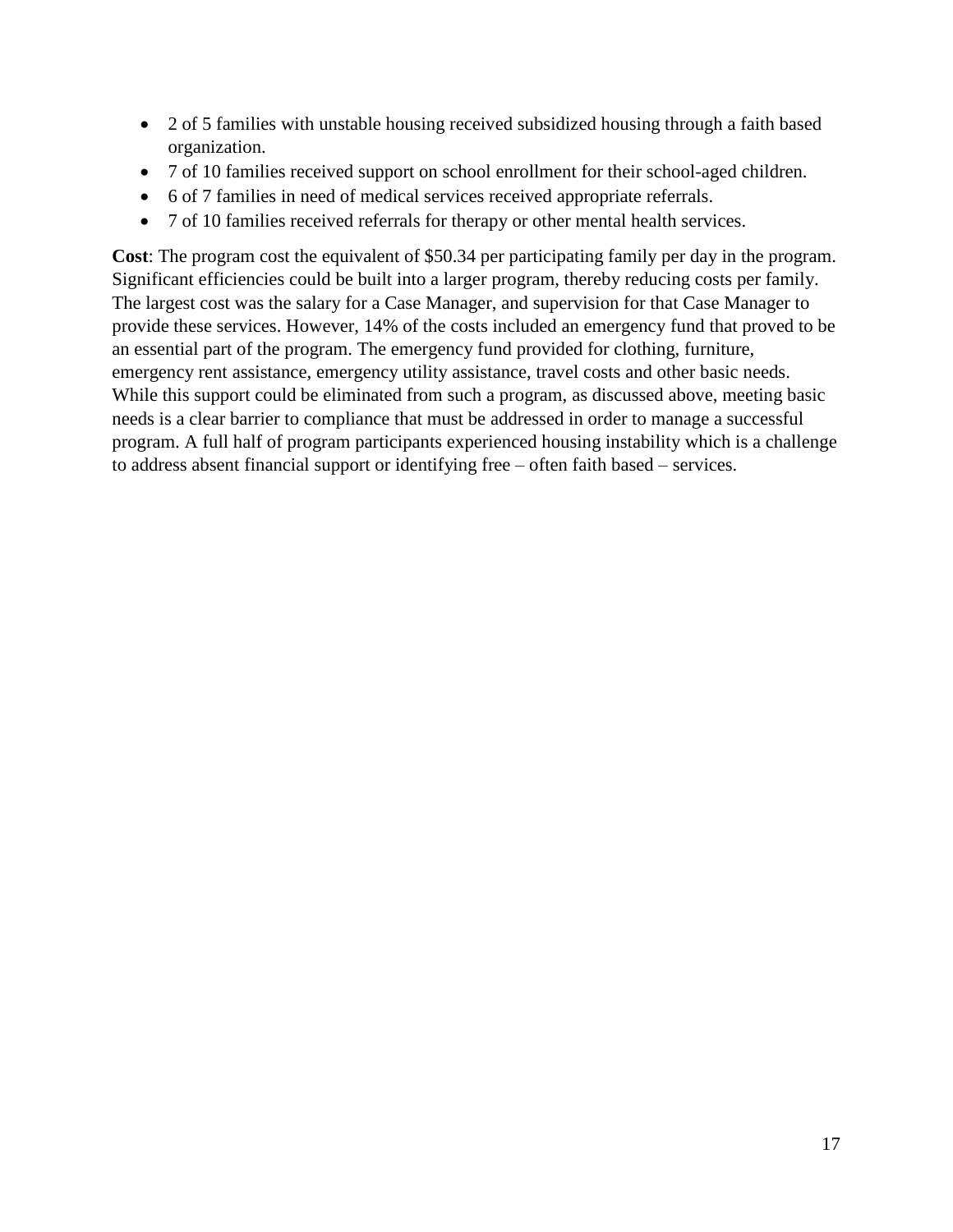- 2 of 5 families with unstable housing received subsidized housing through a faith based organization.
- 7 of 10 families received support on school enrollment for their school-aged children.
- 6 of 7 families in need of medical services received appropriate referrals.
- 7 of 10 families received referrals for therapy or other mental health services.

**Cost**: The program cost the equivalent of $50.34 per participating family per day in the program. Significant efficiencies could be built into a larger program, thereby reducing costs per family. The largest cost was the salary for a Case Manager, and supervision for that Case Manager to provide these services. However, 14% of the costs included an emergency fund that proved to be an essential part of the program. The emergency fund provided for clothing, furniture, emergency rent assistance, emergency utility assistance, travel costs and other basic needs. While this support could be eliminated from such a program, as discussed above, meeting basic needs is a clear barrier to compliance that must be addressed in order to manage a successful program. A full half of program participants experienced housing instability which is a challenge to address absent financial support or identifying free – often faith based – services.